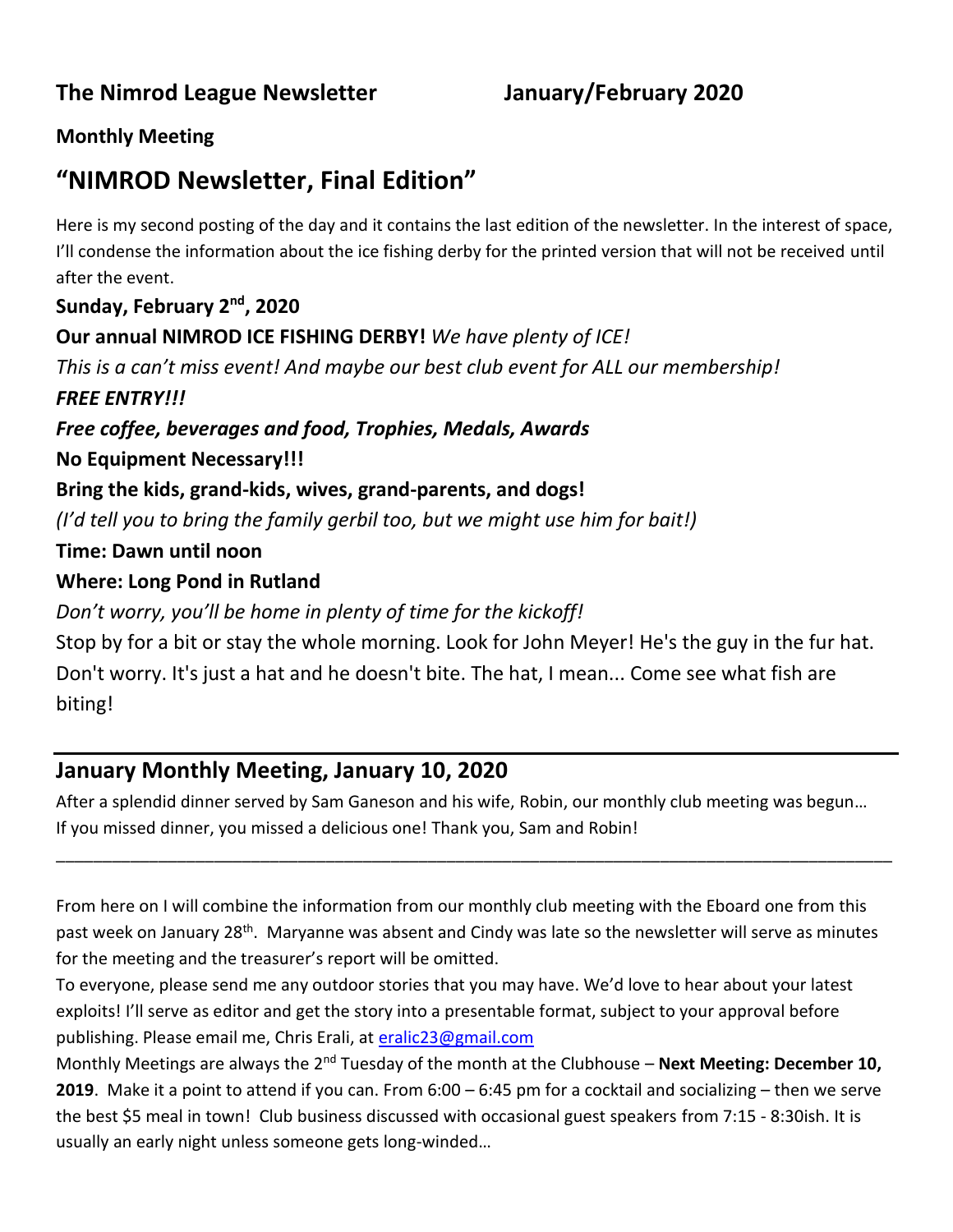## The Nimrod League Newsletter January/February 2020

**Monthly Meeting**

# "NIMROD Newsletter, Final Edition"

Here is my second posting of the day and it contains the last edition of the newsletter. In the interest of space, I'll condense the information about the ice fishing derby for the printed version that will not be received until after the event.

**Sunday, February 2nd, 2020**

**Our annual NIMROD ICE FISHING DERBY!** *We have plenty of ICE!*

*This is a can't miss event! And maybe our best club event for ALL our membership!*

***FREE ENTRY!!!***

***Free coffee, beverages and food, Trophies, Medals, Awards***

**No Equipment Necessary!!!**

**Bring the kids, grand-kids, wives, grand-parents, and dogs!**

*(I'd tell you to bring the family gerbil too, but we might use him for bait!)*

**Time: Dawn until noon**

**Where: Long Pond in Rutland**

*Don't worry, you'll be home in plenty of time for the kickoff!*

Stop by for a bit or stay the whole morning. Look for John Meyer! He's the guy in the fur hat. Don't worry. It's just a hat and he doesn't bite. The hat, I mean... Come see what fish are biting!

---

## January Monthly Meeting, January 10, 2020

After a splendid dinner served by Sam Ganeson and his wife, Robin, our monthly club meeting was begun… If you missed dinner, you missed a delicious one! Thank you, Sam and Robin!

---

From here on I will combine the information from our monthly club meeting with the Eboard one from this past week on January 28th. Maryanne was absent and Cindy was late so the newsletter will serve as minutes for the meeting and the treasurer's report will be omitted.

To everyone, please send me any outdoor stories that you may have. We'd love to hear about your latest exploits! I'll serve as editor and get the story into a presentable format, subject to your approval before publishing. Please email me, Chris Erali, at eralic23@gmail.com

Monthly Meetings are always the 2nd Tuesday of the month at the Clubhouse – **Next Meeting: December 10, 2019**. Make it a point to attend if you can. From 6:00 – 6:45 pm for a cocktail and socializing – then we serve the best $5 meal in town! Club business discussed with occasional guest speakers from 7:15 - 8:30ish. It is usually an early night unless someone gets long-winded…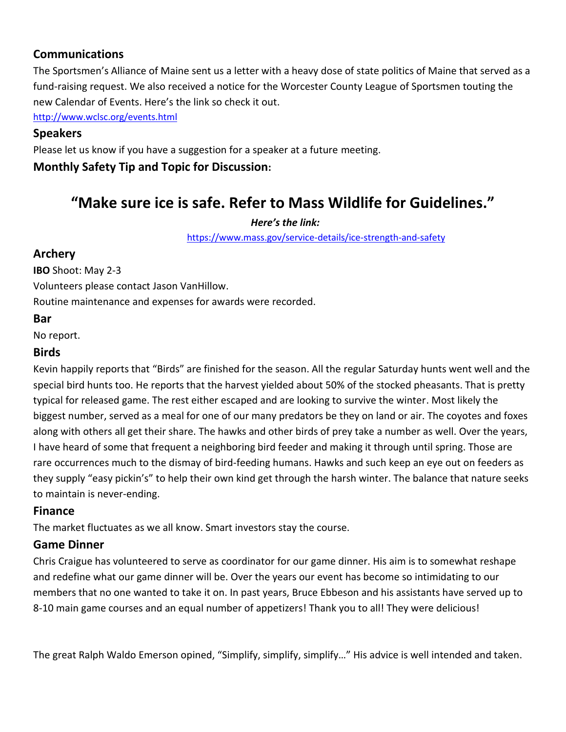## Communications

The Sportsmen's Alliance of Maine sent us a letter with a heavy dose of state politics of Maine that served as a fund-raising request. We also received a notice for the Worcester County League of Sportsmen touting the new Calendar of Events. Here's the link so check it out.

http://www.wclsc.org/events.html

## Speakers

Please let us know if you have a suggestion for a speaker at a future meeting.

## Monthly Safety Tip and Topic for Discussion:

# "Make sure ice is safe. Refer to Mass Wildlife for Guidelines."

***Here's the link:***

https://www.mass.gov/service-details/ice-strength-and-safety

## Archery

**IBO** Shoot: May 2-3

Volunteers please contact Jason VanHillow.

Routine maintenance and expenses for awards were recorded.

## Bar

No report.

## Birds

Kevin happily reports that "Birds" are finished for the season. All the regular Saturday hunts went well and the special bird hunts too. He reports that the harvest yielded about 50% of the stocked pheasants. That is pretty typical for released game. The rest either escaped and are looking to survive the winter. Most likely the biggest number, served as a meal for one of our many predators be they on land or air. The coyotes and foxes along with others all get their share. The hawks and other birds of prey take a number as well. Over the years, I have heard of some that frequent a neighboring bird feeder and making it through until spring. Those are rare occurrences much to the dismay of bird-feeding humans. Hawks and such keep an eye out on feeders as they supply "easy pickin's" to help their own kind get through the harsh winter. The balance that nature seeks to maintain is never-ending.

## Finance

The market fluctuates as we all know. Smart investors stay the course.

## Game Dinner

Chris Craigue has volunteered to serve as coordinator for our game dinner. His aim is to somewhat reshape and redefine what our game dinner will be. Over the years our event has become so intimidating to our members that no one wanted to take it on. In past years, Bruce Ebbeson and his assistants have served up to 8-10 main game courses and an equal number of appetizers! Thank you to all! They were delicious!

The great Ralph Waldo Emerson opined, "Simplify, simplify, simplify…" His advice is well intended and taken.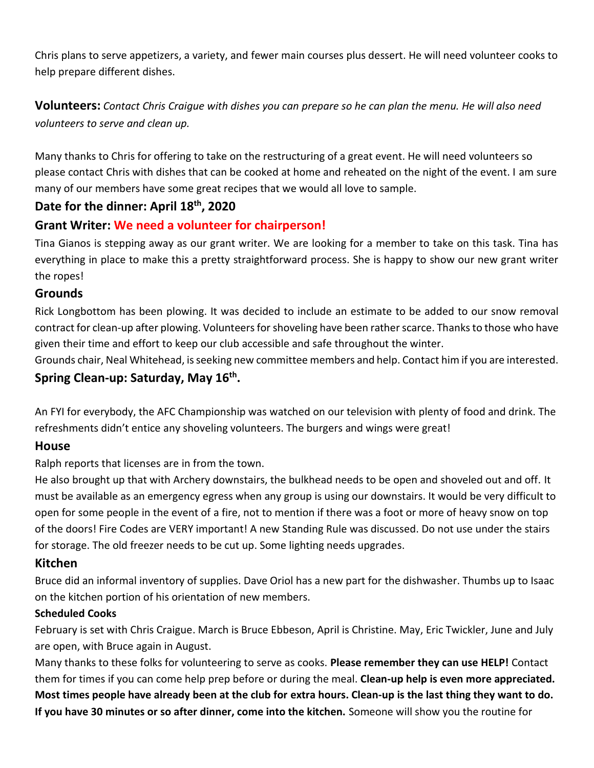Chris plans to serve appetizers, a variety, and fewer main courses plus dessert. He will need volunteer cooks to help prepare different dishes.

**Volunteers:** *Contact Chris Craigue with dishes you can prepare so he can plan the menu. He will also need volunteers to serve and clean up.*

Many thanks to Chris for offering to take on the restructuring of a great event. He will need volunteers so please contact Chris with dishes that can be cooked at home and reheated on the night of the event. I am sure many of our members have some great recipes that we would all love to sample.

### Date for the dinner: April 18th, 2020

### Grant Writer: We need a volunteer for chairperson!

Tina Gianos is stepping away as our grant writer. We are looking for a member to take on this task. Tina has everything in place to make this a pretty straightforward process. She is happy to show our new grant writer the ropes!

### Grounds

Rick Longbottom has been plowing. It was decided to include an estimate to be added to our snow removal contract for clean-up after plowing. Volunteers for shoveling have been rather scarce. Thanks to those who have given their time and effort to keep our club accessible and safe throughout the winter.

Grounds chair, Neal Whitehead, is seeking new committee members and help. Contact him if you are interested.

### Spring Clean-up: Saturday, May 16th.

An FYI for everybody, the AFC Championship was watched on our television with plenty of food and drink. The refreshments didn't entice any shoveling volunteers. The burgers and wings were great!

### House

Ralph reports that licenses are in from the town.

He also brought up that with Archery downstairs, the bulkhead needs to be open and shoveled out and off. It must be available as an emergency egress when any group is using our downstairs. It would be very difficult to open for some people in the event of a fire, not to mention if there was a foot or more of heavy snow on top of the doors! Fire Codes are VERY important! A new Standing Rule was discussed. Do not use under the stairs for storage. The old freezer needs to be cut up. Some lighting needs upgrades.

### Kitchen

Bruce did an informal inventory of supplies. Dave Oriol has a new part for the dishwasher. Thumbs up to Isaac on the kitchen portion of his orientation of new members.

#### Scheduled Cooks

February is set with Chris Craigue. March is Bruce Ebbeson, April is Christine. May, Eric Twickler, June and July are open, with Bruce again in August.

Many thanks to these folks for volunteering to serve as cooks. **Please remember they can use HELP!** Contact them for times if you can come help prep before or during the meal. **Clean-up help is even more appreciated. Most times people have already been at the club for extra hours. Clean-up is the last thing they want to do. If you have 30 minutes or so after dinner, come into the kitchen.** Someone will show you the routine for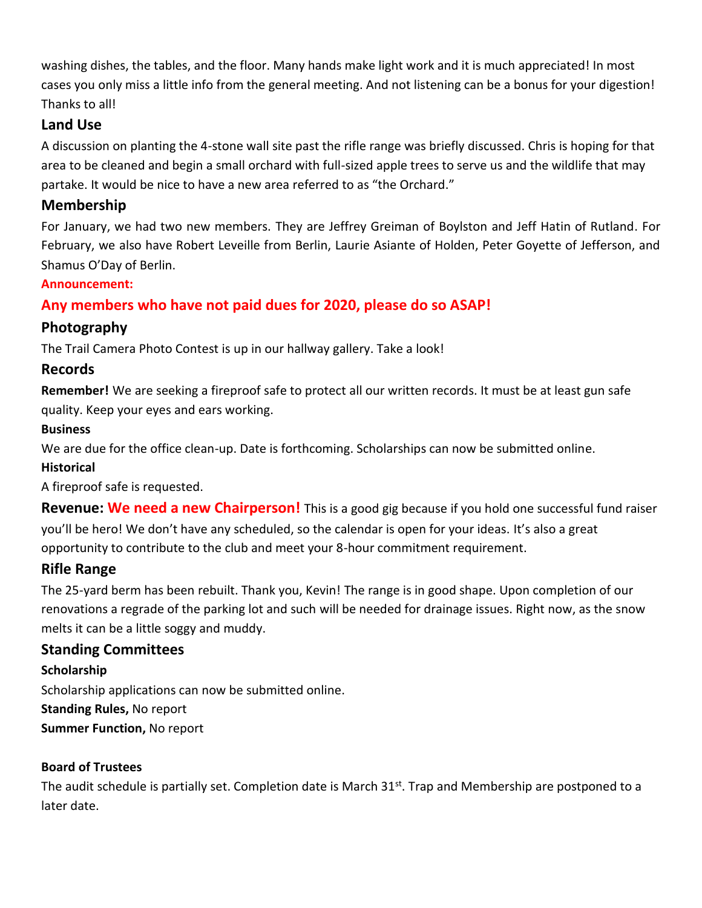washing dishes, the tables, and the floor. Many hands make light work and it is much appreciated! In most cases you only miss a little info from the general meeting. And not listening can be a bonus for your digestion! Thanks to all!

## Land Use

A discussion on planting the 4-stone wall site past the rifle range was briefly discussed. Chris is hoping for that area to be cleaned and begin a small orchard with full-sized apple trees to serve us and the wildlife that may partake. It would be nice to have a new area referred to as "the Orchard."

## Membership

For January, we had two new members. They are Jeffrey Greiman of Boylston and Jeff Hatin of Rutland. For February, we also have Robert Leveille from Berlin, Laurie Asiante of Holden, Peter Goyette of Jefferson, and Shamus O'Day of Berlin.

**Announcement:**

**Any members who have not paid dues for 2020, please do so ASAP!**

## Photography

The Trail Camera Photo Contest is up in our hallway gallery. Take a look!

## Records

**Remember!** We are seeking a fireproof safe to protect all our written records. It must be at least gun safe quality. Keep your eyes and ears working.

**Business**

We are due for the office clean-up. Date is forthcoming. Scholarships can now be submitted online.

**Historical**

A fireproof safe is requested.

**Revenue: We need a new Chairperson!** This is a good gig because if you hold one successful fund raiser you'll be hero! We don't have any scheduled, so the calendar is open for your ideas. It's also a great opportunity to contribute to the club and meet your 8-hour commitment requirement.

## Rifle Range

The 25-yard berm has been rebuilt. Thank you, Kevin! The range is in good shape. Upon completion of our renovations a regrade of the parking lot and such will be needed for drainage issues. Right now, as the snow melts it can be a little soggy and muddy.

## Standing Committees

**Scholarship**

Scholarship applications can now be submitted online.

**Standing Rules,** No report

**Summer Function,** No report

**Board of Trustees**

The audit schedule is partially set. Completion date is March 31st. Trap and Membership are postponed to a later date.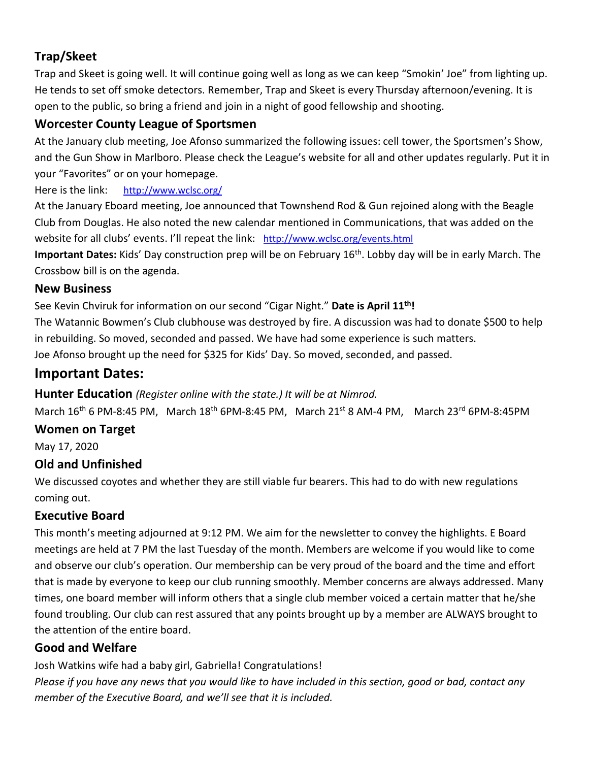## Trap/Skeet

Trap and Skeet is going well. It will continue going well as long as we can keep "Smokin' Joe" from lighting up. He tends to set off smoke detectors. Remember, Trap and Skeet is every Thursday afternoon/evening. It is open to the public, so bring a friend and join in a night of good fellowship and shooting.

## Worcester County League of Sportsmen

At the January club meeting, Joe Afonso summarized the following issues: cell tower, the Sportsmen's Show, and the Gun Show in Marlboro. Please check the League's website for all and other updates regularly. Put it in your "Favorites" or on your homepage.

Here is the link: http://www.wclsc.org/

At the January Eboard meeting, Joe announced that Townshend Rod & Gun rejoined along with the Beagle Club from Douglas. He also noted the new calendar mentioned in Communications, that was added on the website for all clubs' events. I'll repeat the link: http://www.wclsc.org/events.html

**Important Dates:** Kids' Day construction prep will be on February 16th. Lobby day will be in early March. The Crossbow bill is on the agenda.

## New Business

See Kevin Chviruk for information on our second "Cigar Night." **Date is April 11th!**

The Watannic Bowmen's Club clubhouse was destroyed by fire. A discussion was had to donate $500 to help in rebuilding. So moved, seconded and passed. We have had some experience is such matters.

Joe Afonso brought up the need for $325 for Kids' Day. So moved, seconded, and passed.

# Important Dates:

## Hunter Education *(Register online with the state.) It will be at Nimrod.*

March 16th 6 PM-8:45 PM, March 18th 6PM-8:45 PM, March 21st 8 AM-4 PM, March 23rd 6PM-8:45PM

## Women on Target

May 17, 2020

## Old and Unfinished

We discussed coyotes and whether they are still viable fur bearers. This had to do with new regulations coming out.

## Executive Board

This month's meeting adjourned at 9:12 PM. We aim for the newsletter to convey the highlights. E Board meetings are held at 7 PM the last Tuesday of the month. Members are welcome if you would like to come and observe our club's operation. Our membership can be very proud of the board and the time and effort that is made by everyone to keep our club running smoothly. Member concerns are always addressed. Many times, one board member will inform others that a single club member voiced a certain matter that he/she found troubling. Our club can rest assured that any points brought up by a member are ALWAYS brought to the attention of the entire board.

## Good and Welfare

Josh Watkins wife had a baby girl, Gabriella! Congratulations!

*Please if you have any news that you would like to have included in this section, good or bad, contact any member of the Executive Board, and we'll see that it is included.*